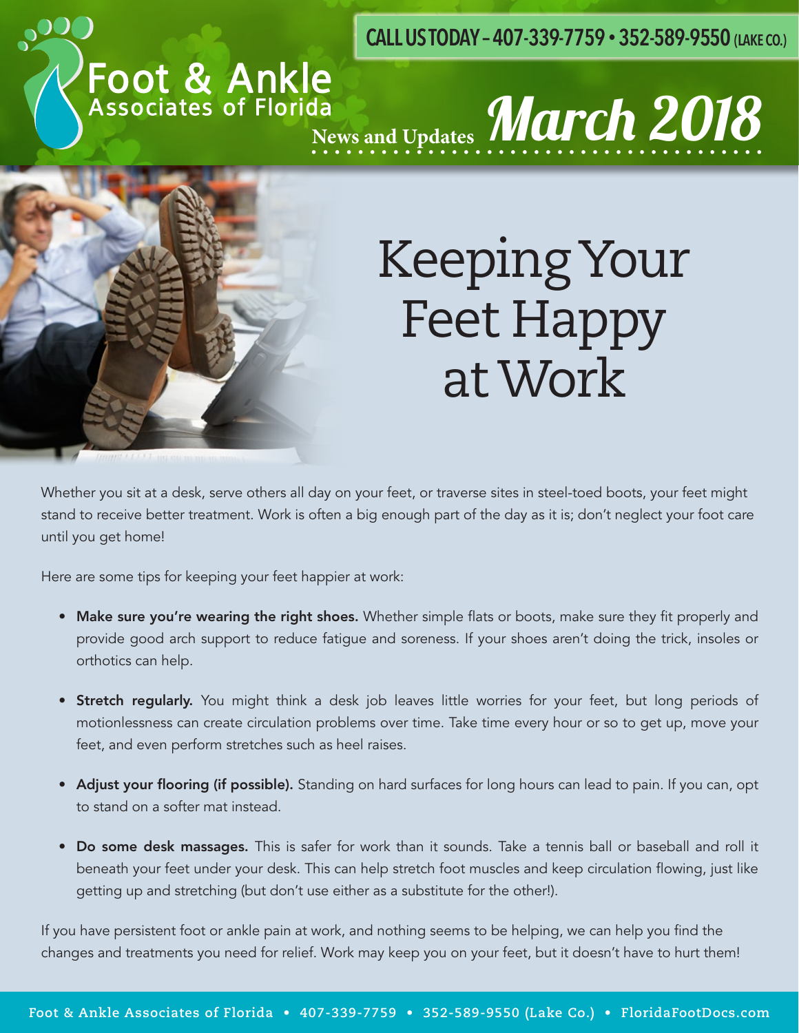# Foot & Ankle Associates of Florida

**CALL US TODAY – 407-339-7759 • 352-589-9550 (LAKE CO.)**

News and Updates *March 2018*

# Keeping Your Feet Happy at Work

Whether you sit at a desk, serve others all day on your feet, or traverse sites in steel-toed boots, your feet might stand to receive better treatment. Work is often a big enough part of the day as it is; don't neglect your foot care until you get home!

Here are some tips for keeping your feet happier at work:

- **Make sure you're wearing the right shoes.** Whether simple flats or boots, make sure they fit properly and provide good arch support to reduce fatigue and soreness. If your shoes aren't doing the trick, insoles or orthotics can help.
- **Stretch regularly.** You might think a desk job leaves little worries for your feet, but long periods of motionlessness can create circulation problems over time. Take time every hour or so to get up, move your feet, and even perform stretches such as heel raises.
- **Adjust your flooring (if possible).** Standing on hard surfaces for long hours can lead to pain. If you can, opt to stand on a softer mat instead.
- **Do some desk massages.** This is safer for work than it sounds. Take a tennis ball or baseball and roll it beneath your feet under your desk. This can help stretch foot muscles and keep circulation flowing, just like getting up and stretching (but don't use either as a substitute for the other!).

If you have persistent foot or ankle pain at work, and nothing seems to be helping, we can help you find the changes and treatments you need for relief. Work may keep you on your feet, but it doesn't have to hurt them!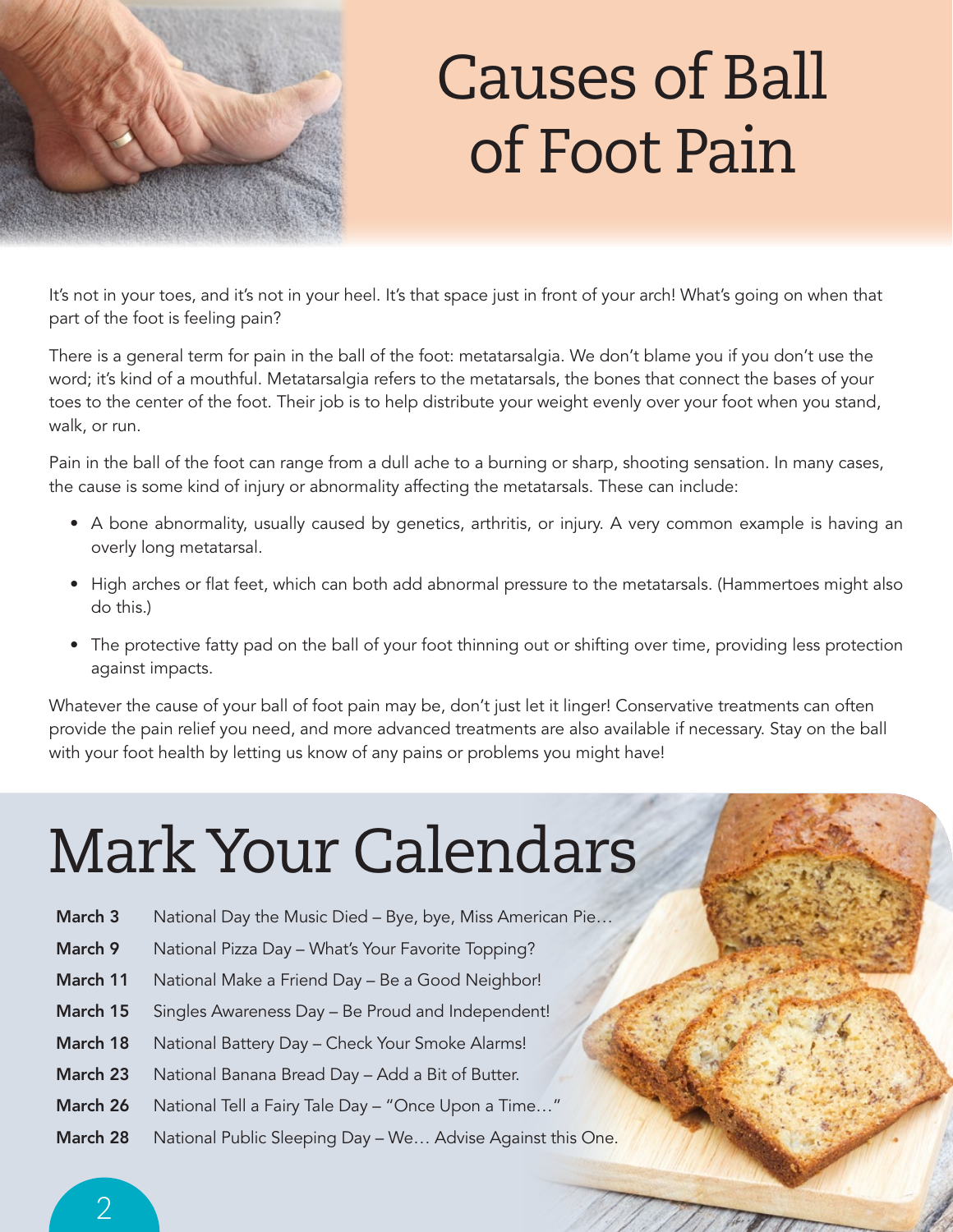# Causes of Ball of Foot Pain

It's not in your toes, and it's not in your heel. It's that space just in front of your arch! What's going on when that part of the foot is feeling pain?

There is a general term for pain in the ball of the foot: metatarsalgia. We don't blame you if you don't use the word; it's kind of a mouthful. Metatarsalgia refers to the metatarsals, the bones that connect the bases of your toes to the center of the foot. Their job is to help distribute your weight evenly over your foot when you stand, walk, or run.

Pain in the ball of the foot can range from a dull ache to a burning or sharp, shooting sensation. In many cases, the cause is some kind of injury or abnormality affecting the metatarsals. These can include:

- A bone abnormality, usually caused by genetics, arthritis, or injury. A very common example is having an overly long metatarsal.
- High arches or flat feet, which can both add abnormal pressure to the metatarsals. (Hammertoes might also do this.)
- The protective fatty pad on the ball of your foot thinning out or shifting over time, providing less protection against impacts.

Whatever the cause of your ball of foot pain may be, don't just let it linger! Conservative treatments can often provide the pain relief you need, and more advanced treatments are also available if necessary. Stay on the ball with your foot health by letting us know of any pains or problems you might have!

# Mark Your Calendars

**March 3** National Day the Music Died – Bye, bye, Miss American Pie…

**March 9** National Pizza Day – What's Your Favorite Topping?

**March 11** National Make a Friend Day – Be a Good Neighbor!

**March 15** Singles Awareness Day – Be Proud and Independent!

**March 18** National Battery Day – Check Your Smoke Alarms!

**March 23** National Banana Bread Day – Add a Bit of Butter.

**March 26** National Tell a Fairy Tale Day – "Once Upon a Time…"

**March 28** National Public Sleeping Day – We… Advise Against this One.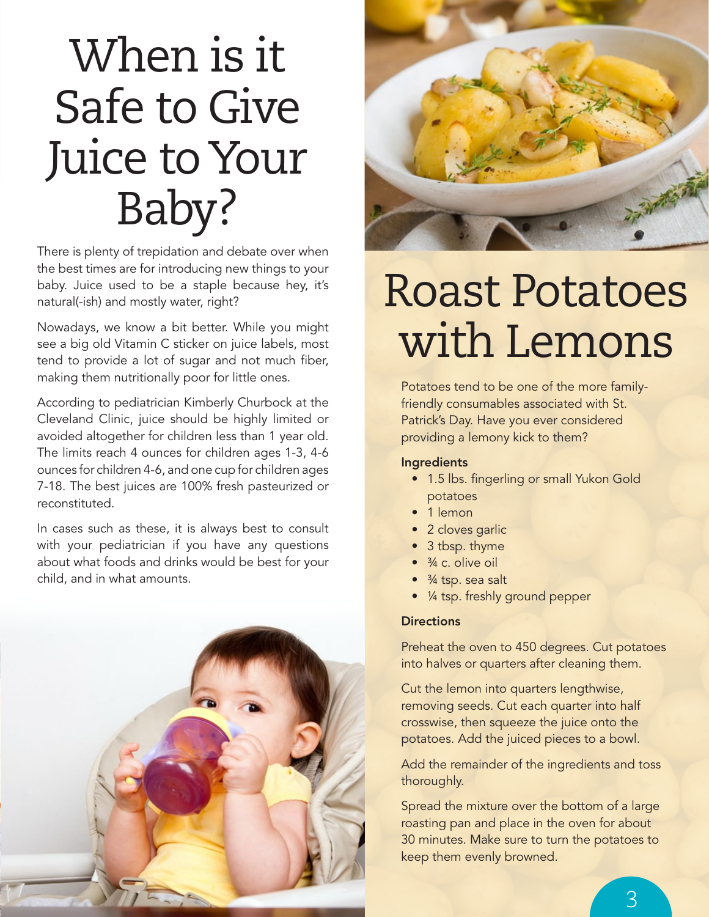# When is it Safe to Give Juice to Your Baby?

There is plenty of trepidation and debate over when the best times are for introducing new things to your baby. Juice used to be a staple because hey, it's natural(-ish) and mostly water, right?

Nowadays, we know a bit better. While you might see a big old Vitamin C sticker on juice labels, most tend to provide a lot of sugar and not much fiber, making them nutritionally poor for little ones.

According to pediatrician Kimberly Churbock at the Cleveland Clinic, juice should be highly limited or avoided altogether for children less than 1 year old. The limits reach 4 ounces for children ages 1-3, 4-6 ounces for children 4-6, and one cup for children ages 7-18. The best juices are 100% fresh pasteurized or reconstituted.

In cases such as these, it is always best to consult with your pediatrician if you have any questions about what foods and drinks would be best for your child, and in what amounts.

# Roast Potatoes with Lemons

Potatoes tend to be one of the more family-friendly consumables associated with St. Patrick's Day. Have you ever considered providing a lemony kick to them?

**Ingredients**

- 1.5 lbs. fingerling or small Yukon Gold potatoes
- 1 lemon
- 2 cloves garlic
- 3 tbsp. thyme
- ¾ c. olive oil
- ¾ tsp. sea salt
- ¼ tsp. freshly ground pepper

**Directions**

Preheat the oven to 450 degrees. Cut potatoes into halves or quarters after cleaning them.

Cut the lemon into quarters lengthwise, removing seeds. Cut each quarter into half crosswise, then squeeze the juice onto the potatoes. Add the juiced pieces to a bowl.

Add the remainder of the ingredients and toss thoroughly.

Spread the mixture over the bottom of a large roasting pan and place in the oven for about 30 minutes. Make sure to turn the potatoes to keep them evenly browned.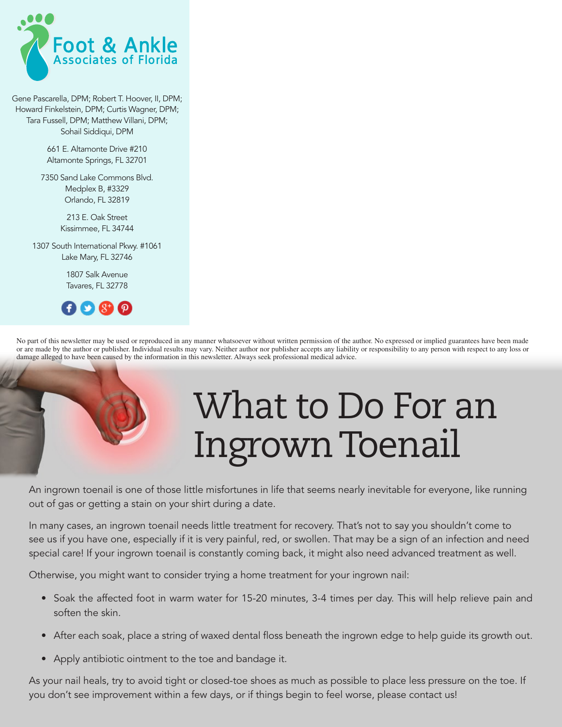Foot & Ankle Associates of Florida

Gene Pascarella, DPM; Robert T. Hoover, II, DPM; Howard Finkelstein, DPM; Curtis Wagner, DPM; Tara Fussell, DPM; Matthew Villani, DPM; Sohail Siddiqui, DPM

661 E. Altamonte Drive #210
Altamonte Springs, FL 32701

7350 Sand Lake Commons Blvd.
Medplex B, #3329
Orlando, FL 32819

213 E. Oak Street
Kissimmee, FL 34744

1307 South International Pkwy. #1061
Lake Mary, FL 32746

1807 Salk Avenue
Tavares, FL 32778

No part of this newsletter may be used or reproduced in any manner whatsoever without written permission of the author. No expressed or implied guarantees have been made or are made by the author or publisher. Individual results may vary. Neither author nor publisher accepts any liability or responsibility to any person with respect to any loss or damage alleged to have been caused by the information in this newsletter. Always seek professional medical advice.

# What to Do For an Ingrown Toenail

An ingrown toenail is one of those little misfortunes in life that seems nearly inevitable for everyone, like running out of gas or getting a stain on your shirt during a date.

In many cases, an ingrown toenail needs little treatment for recovery. That's not to say you shouldn't come to see us if you have one, especially if it is very painful, red, or swollen. That may be a sign of an infection and need special care! If your ingrown toenail is constantly coming back, it might also need advanced treatment as well.

Otherwise, you might want to consider trying a home treatment for your ingrown nail:

- Soak the affected foot in warm water for 15-20 minutes, 3-4 times per day. This will help relieve pain and soften the skin.
- After each soak, place a string of waxed dental floss beneath the ingrown edge to help guide its growth out.
- Apply antibiotic ointment to the toe and bandage it.

As your nail heals, try to avoid tight or closed-toe shoes as much as possible to place less pressure on the toe. If you don't see improvement within a few days, or if things begin to feel worse, please contact us!